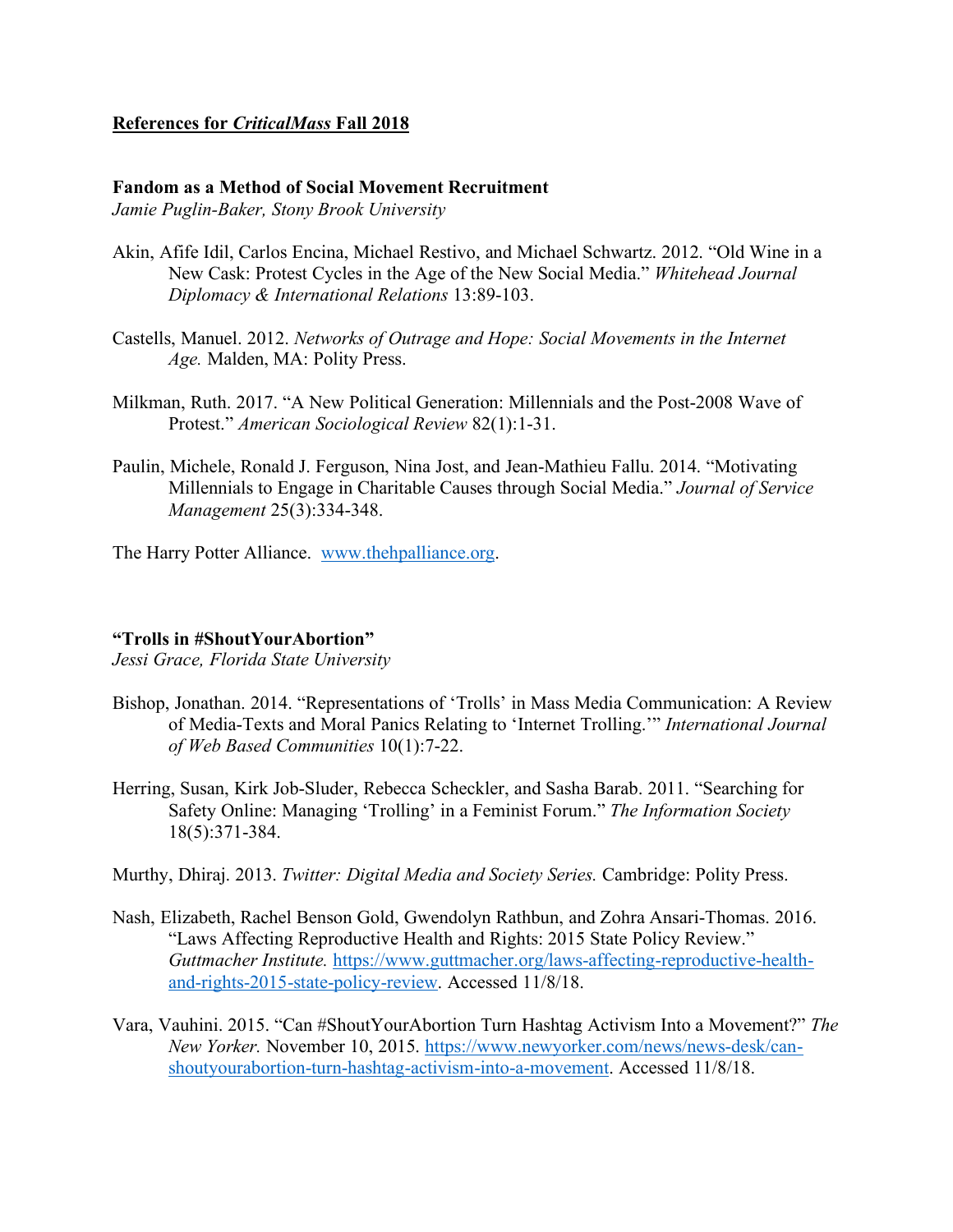**References for *CriticalMass* Fall 2018**

### Fandom as a Method of Social Movement Recruitment

*Jamie Puglin-Baker, Stony Brook University*

Akin, Afife Idil, Carlos Encina, Michael Restivo, and Michael Schwartz. 2012. "Old Wine in a New Cask: Protest Cycles in the Age of the New Social Media." *Whitehead Journal Diplomacy & International Relations* 13:89-103.

Castells, Manuel. 2012. *Networks of Outrage and Hope: Social Movements in the Internet Age.* Malden, MA: Polity Press.

Milkman, Ruth. 2017. "A New Political Generation: Millennials and the Post-2008 Wave of Protest." *American Sociological Review* 82(1):1-31.

Paulin, Michele, Ronald J. Ferguson, Nina Jost, and Jean-Mathieu Fallu. 2014. "Motivating Millennials to Engage in Charitable Causes through Social Media." *Journal of Service Management* 25(3):334-348.

The Harry Potter Alliance. [www.thehpalliance.org](http://www.thehpalliance.org).

### "Trolls in #ShoutYourAbortion"

*Jessi Grace, Florida State University*

Bishop, Jonathan. 2014. "Representations of 'Trolls' in Mass Media Communication: A Review of Media-Texts and Moral Panics Relating to 'Internet Trolling.'" *International Journal of Web Based Communities* 10(1):7-22.

Herring, Susan, Kirk Job-Sluder, Rebecca Scheckler, and Sasha Barab. 2011. "Searching for Safety Online: Managing 'Trolling' in a Feminist Forum." *The Information Society* 18(5):371-384.

Murthy, Dhiraj. 2013. *Twitter: Digital Media and Society Series.* Cambridge: Polity Press.

Nash, Elizabeth, Rachel Benson Gold, Gwendolyn Rathbun, and Zohra Ansari-Thomas. 2016. "Laws Affecting Reproductive Health and Rights: 2015 State Policy Review." *Guttmacher Institute.* [https://www.guttmacher.org/laws-affecting-reproductive-health-and-rights-2015-state-policy-review](https://www.guttmacher.org/laws-affecting-reproductive-health-and-rights-2015-state-policy-review). Accessed 11/8/18.

Vara, Vauhini. 2015. "Can #ShoutYourAbortion Turn Hashtag Activism Into a Movement?" *The New Yorker.* November 10, 2015. [https://www.newyorker.com/news/news-desk/can-shoutyourabortion-turn-hashtag-activism-into-a-movement](https://www.newyorker.com/news/news-desk/can-shoutyourabortion-turn-hashtag-activism-into-a-movement). Accessed 11/8/18.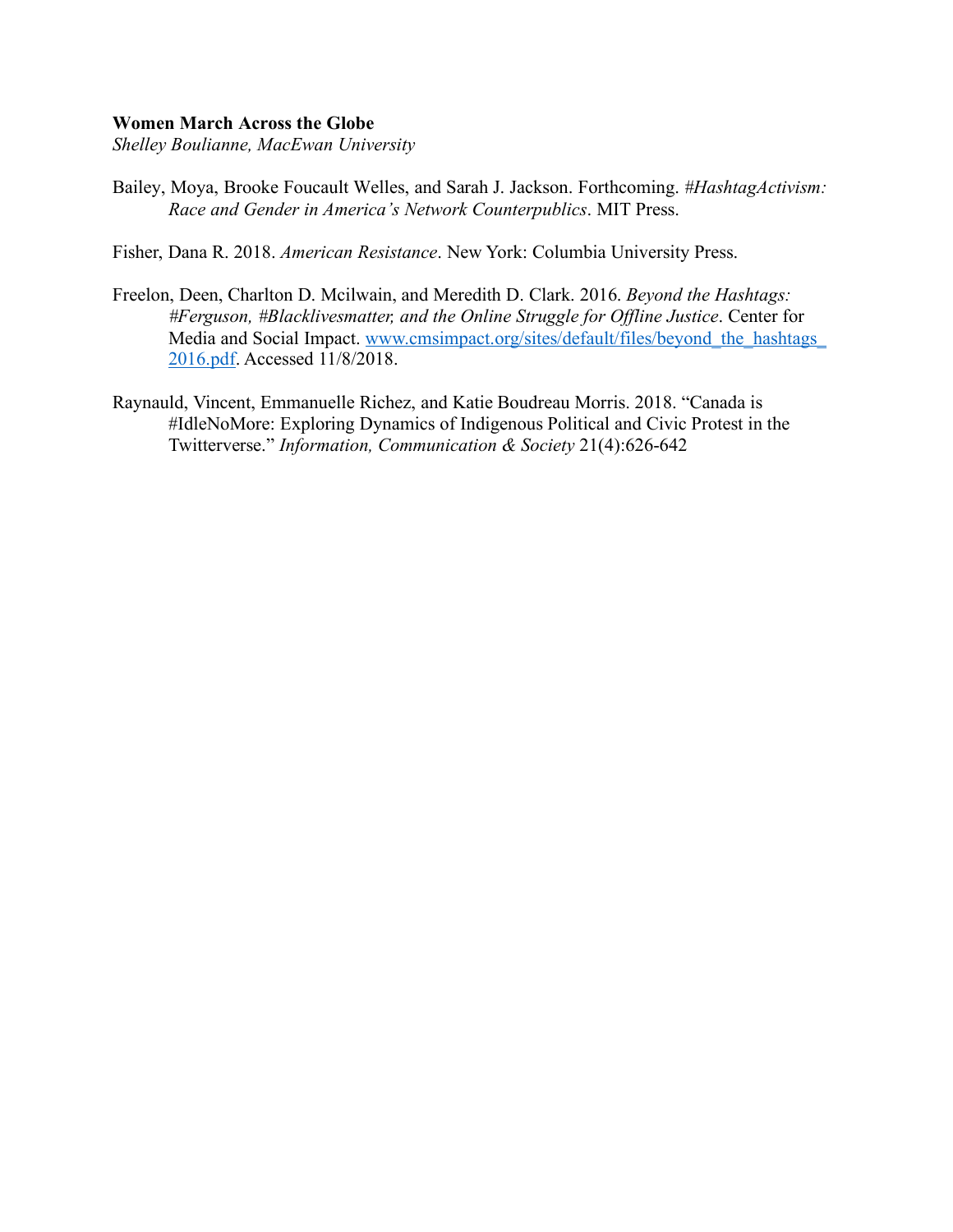**Women March Across the Globe**
*Shelley Boulianne, MacEwan University*

Bailey, Moya, Brooke Foucault Welles, and Sarah J. Jackson. Forthcoming. *#HashtagActivism: Race and Gender in America's Network Counterpublics*. MIT Press.

Fisher, Dana R. 2018. *American Resistance*. New York: Columbia University Press.

Freelon, Deen, Charlton D. Mcilwain, and Meredith D. Clark. 2016. *Beyond the Hashtags: #Ferguson, #Blacklivesmatter, and the Online Struggle for Offline Justice*. Center for Media and Social Impact. [www.cmsimpact.org/sites/default/files/beyond_the_hashtags_2016.pdf](www.cmsimpact.org/sites/default/files/beyond_the_hashtags_2016.pdf). Accessed 11/8/2018.

Raynauld, Vincent, Emmanuelle Richez, and Katie Boudreau Morris. 2018. "Canada is #IdleNoMore: Exploring Dynamics of Indigenous Political and Civic Protest in the Twitterverse." *Information, Communication & Society* 21(4):626-642